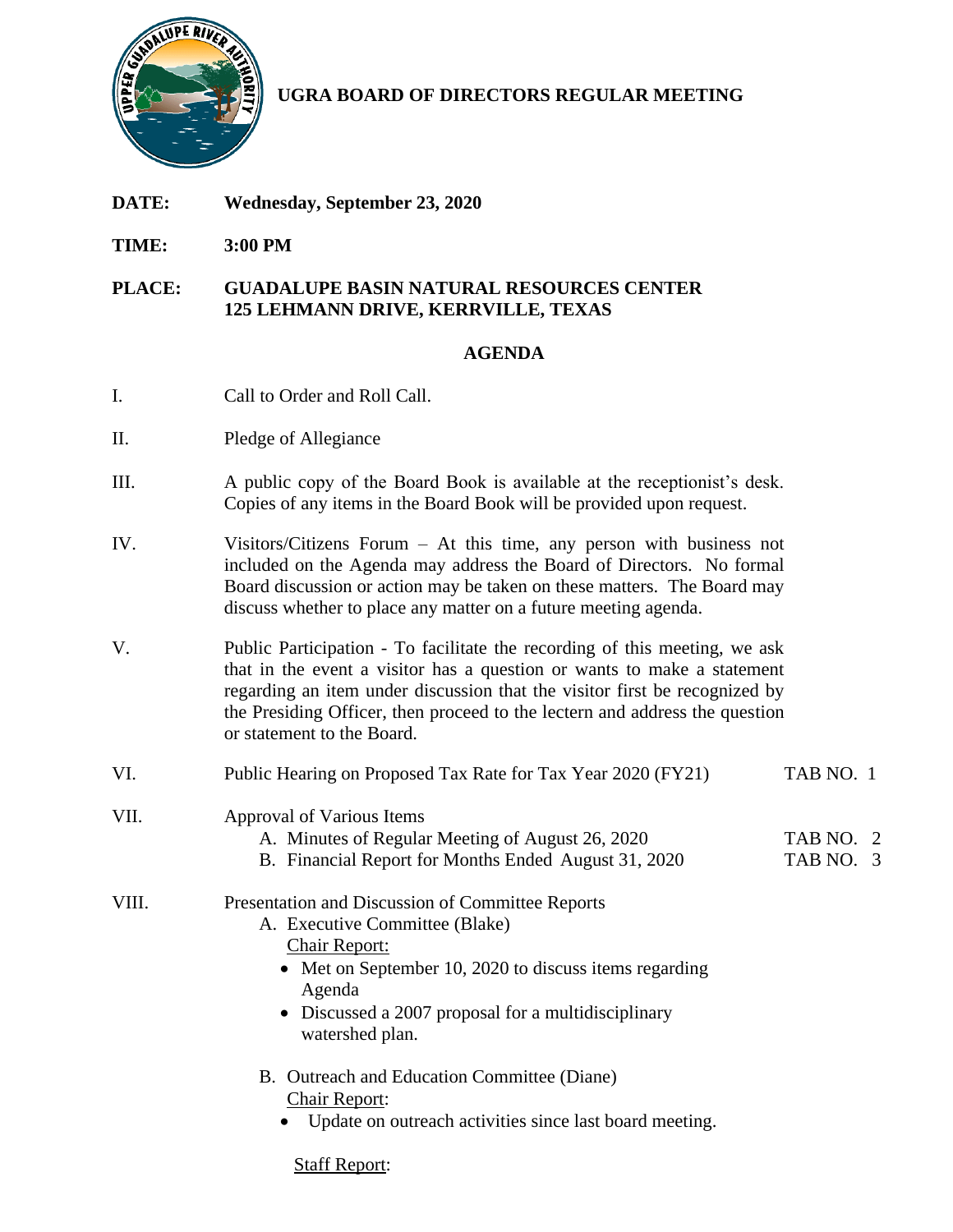# UGRA BOARD OF DIRECTORS REGULAR MEETING

**DATE:** **Wednesday, September 23, 2020**

**TIME:** **3:00 PM**

**PLACE:** **GUADALUPE BASIN NATURAL RESOURCES CENTER**
**125 LEHMANN DRIVE, KERRVILLE, TEXAS**

## AGENDA

I. Call to Order and Roll Call.

II. Pledge of Allegiance

III. A public copy of the Board Book is available at the receptionist's desk. Copies of any items in the Board Book will be provided upon request.

IV. Visitors/Citizens Forum – At this time, any person with business not included on the Agenda may address the Board of Directors. No formal Board discussion or action may be taken on these matters. The Board may discuss whether to place any matter on a future meeting agenda.

V. Public Participation - To facilitate the recording of this meeting, we ask that in the event a visitor has a question or wants to make a statement regarding an item under discussion that the visitor first be recognized by the Presiding Officer, then proceed to the lectern and address the question or statement to the Board.

VI. Public Hearing on Proposed Tax Rate for Tax Year 2020 (FY21) — TAB NO. 1

VII. Approval of Various Items
   A. Minutes of Regular Meeting of August 26, 2020 — TAB NO. 2
   B. Financial Report for Months Ended August 31, 2020 — TAB NO. 3

VIII. Presentation and Discussion of Committee Reports
   A. Executive Committee (Blake)
      Chair Report:
      - Met on September 10, 2020 to discuss items regarding Agenda
      - Discussed a 2007 proposal for a multidisciplinary watershed plan.

   B. Outreach and Education Committee (Diane)
      Chair Report:
      - Update on outreach activities since last board meeting.

      Staff Report: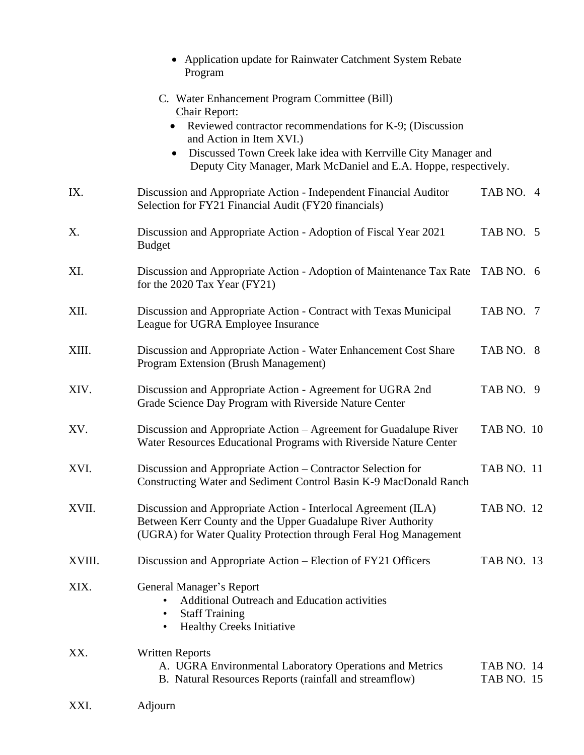- Application update for Rainwater Catchment System Rebate Program

C. Water Enhancement Program Committee (Bill)
   Chair Report:
   - Reviewed contractor recommendations for K-9; (Discussion and Action in Item XVI.)
   - Discussed Town Creek lake idea with Kerrville City Manager and Deputy City Manager, Mark McDaniel and E.A. Hoppe, respectively.

| | | |
|---|---|---|
| IX. | Discussion and Appropriate Action - Independent Financial Auditor Selection for FY21 Financial Audit (FY20 financials) | TAB NO. 4 |
| X. | Discussion and Appropriate Action - Adoption of Fiscal Year 2021 Budget | TAB NO. 5 |
| XI. | Discussion and Appropriate Action - Adoption of Maintenance Tax Rate for the 2020 Tax Year (FY21) | TAB NO. 6 |
| XII. | Discussion and Appropriate Action - Contract with Texas Municipal League for UGRA Employee Insurance | TAB NO. 7 |
| XIII. | Discussion and Appropriate Action - Water Enhancement Cost Share Program Extension (Brush Management) | TAB NO. 8 |
| XIV. | Discussion and Appropriate Action - Agreement for UGRA 2nd Grade Science Day Program with Riverside Nature Center | TAB NO. 9 |
| XV. | Discussion and Appropriate Action – Agreement for Guadalupe River Water Resources Educational Programs with Riverside Nature Center | TAB NO. 10 |
| XVI. | Discussion and Appropriate Action – Contractor Selection for Constructing Water and Sediment Control Basin K-9 MacDonald Ranch | TAB NO. 11 |
| XVII. | Discussion and Appropriate Action - Interlocal Agreement (ILA) Between Kerr County and the Upper Guadalupe River Authority (UGRA) for Water Quality Protection through Feral Hog Management | TAB NO. 12 |
| XVIII. | Discussion and Appropriate Action – Election of FY21 Officers | TAB NO. 13 |

XIX. General Manager's Report
- Additional Outreach and Education activities
- Staff Training
- Healthy Creeks Initiative

XX. Written Reports

| | | |
|---|---|---|
| A. | UGRA Environmental Laboratory Operations and Metrics | TAB NO. 14 |
| B. | Natural Resources Reports (rainfall and streamflow) | TAB NO. 15 |

XXI. Adjourn